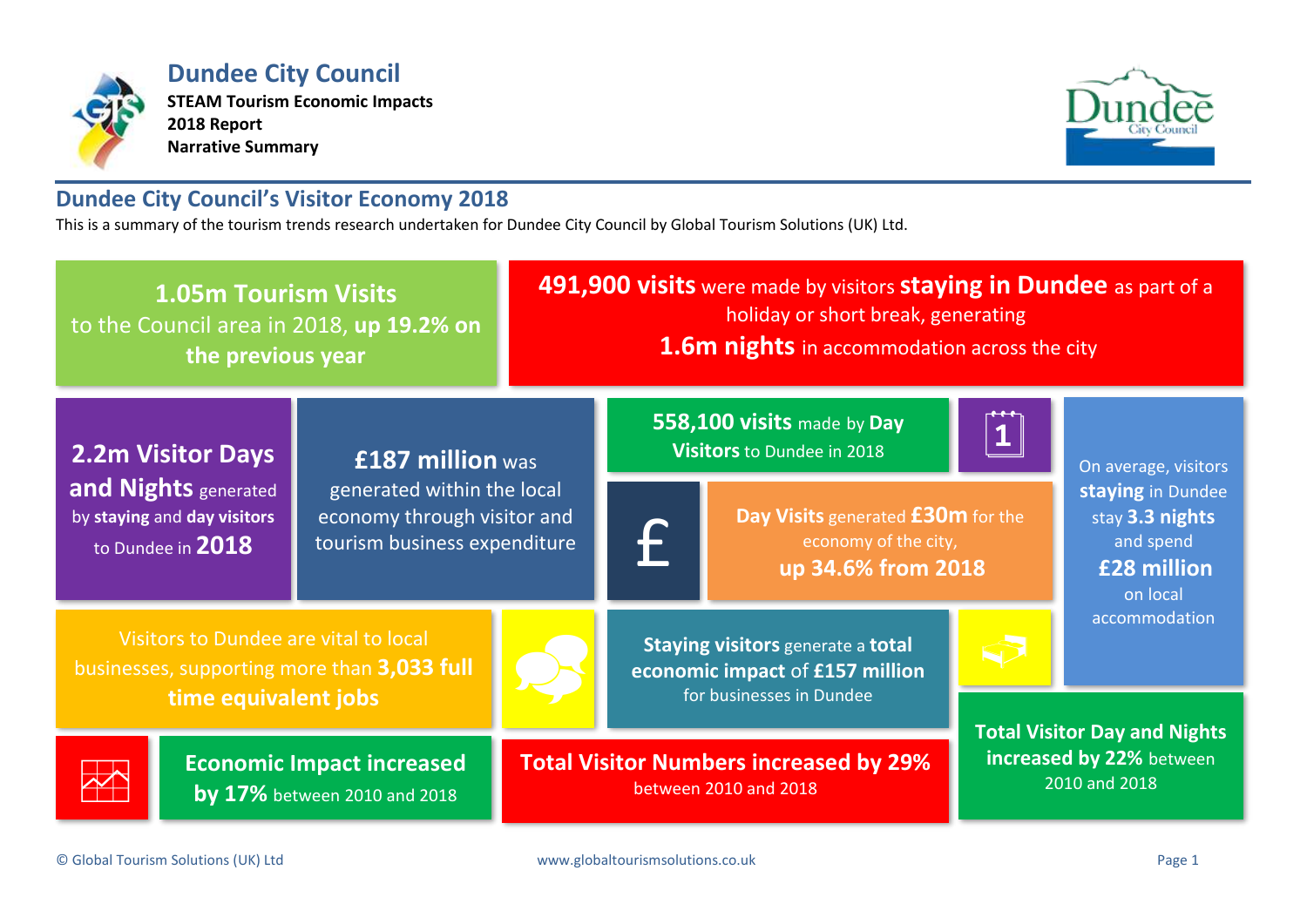# Dundee City Council

**STEAM Tourism Economic Impacts**
**2018 Report**
**Narrative Summary**

## Dundee City Council's Visitor Economy 2018

This is a summary of the tourism trends research undertaken for Dundee City Council by Global Tourism Solutions (UK) Ltd.

**1.05m Tourism Visits** to the Council area in 2018, **up 19.2% on the previous year**

**491,900 visits** were made by visitors **staying in Dundee** as part of a holiday or short break, generating **1.6m nights** in accommodation across the city

**2.2m Visitor Days and Nights** generated by **staying** and **day visitors** to Dundee in **2018**

**£187 million** was generated within the local economy through visitor and tourism business expenditure

**558,100 visits** made by **Day Visitors** to Dundee in 2018

**Day Visits** generated **£30m** for the economy of the city, **up 34.6% from 2018**

On average, visitors **staying** in Dundee stay **3.3 nights** and spend **£28 million** on local accommodation

Visitors to Dundee are vital to local businesses, supporting more than **3,033 full time equivalent jobs**

**Staying visitors** generate a **total economic impact** of **£157 million** for businesses in Dundee

**Economic Impact increased by 17%** between 2010 and 2018

**Total Visitor Numbers increased by 29%** between 2010 and 2018

**Total Visitor Day and Nights increased by 22%** between 2010 and 2018

© Global Tourism Solutions (UK) Ltd www.globaltourismsolutions.co.uk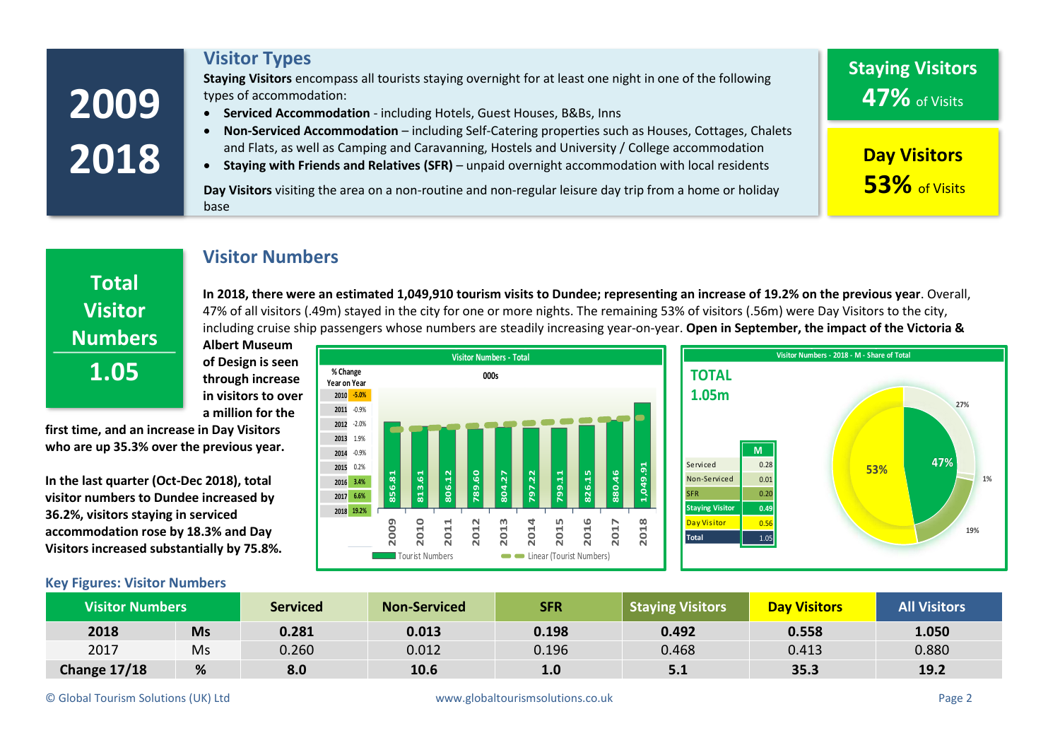**2009**

**2018**

## Visitor Types

**Staying Visitors** encompass all tourists staying overnight for at least one night in one of the following types of accommodation:

- **Serviced Accommodation** - including Hotels, Guest Houses, B&Bs, Inns
- **Non-Serviced Accommodation** – including Self-Catering properties such as Houses, Cottages, Chalets and Flats, as well as Camping and Caravanning, Hostels and University / College accommodation
- **Staying with Friends and Relatives (SFR)** – unpaid overnight accommodation with local residents

**Day Visitors** visiting the area on a non-routine and non-regular leisure day trip from a home or holiday base

**Staying Visitors**
**47%** of Visits

**Day Visitors**
**53%** of Visits

**Total Visitor Numbers**
**1.05**

## Visitor Numbers

**In 2018, there were an estimated 1,049,910 tourism visits to Dundee; representing an increase of 19.2% on the previous year**. Overall, 47% of all visitors (.49m) stayed in the city for one or more nights. The remaining 53% of visitors (.56m) were Day Visitors to the city, including cruise ship passengers whose numbers are steadily increasing year-on-year. **Open in September, the impact of the Victoria & Albert Museum of Design is seen through increase in visitors to over a million for the first time, and an increase in Day Visitors who are up 35.3% over the previous year.**

**In the last quarter (Oct-Dec 2018), total visitor numbers to Dundee increased by 36.2%, visitors staying in serviced accommodation rose by 18.3% and Day Visitors increased substantially by 75.8%.**

**Visitor Numbers - Total (000s)**

| Year | Tourist Numbers | % Change Year on Year |
|---|---|---|
| 2009 | 856.81 | |
| 2010 | 813.61 | -5.0% |
| 2011 | 806.12 | -0.9% |
| 2012 | 789.60 | -2.0% |
| 2013 | 804.27 | 1.9% |
| 2014 | 797.22 | -0.9% |
| 2015 | 799.11 | 0.2% |
| 2016 | 826.15 | 3.4% |
| 2017 | 880.46 | 6.6% |
| 2018 | 1,049.91 | 19.2% |

Tourist Numbers — Linear (Tourist Numbers)

**Visitor Numbers - 2018 - M - Share of Total**

TOTAL 1.05m

| | M |
|---|---|
| Serviced | 0.28 |
| Non-Serviced | 0.01 |
| SFR | 0.20 |
| Staying Visitor | 0.49 |
| Day Visitor | 0.56 |
| Total | 1.05 |

53% / 47% / 27% / 1% / 19%

### Key Figures: Visitor Numbers

| Visitor Numbers | | Serviced | Non-Serviced | SFR | Staying Visitors | Day Visitors | All Visitors |
|---|---|---|---|---|---|---|---|
| **2018** | **Ms** | **0.281** | **0.013** | **0.198** | **0.492** | **0.558** | **1.050** |
| 2017 | Ms | 0.260 | 0.012 | 0.196 | 0.468 | 0.413 | 0.880 |
| **Change 17/18** | **%** | **8.0** | **10.6** | **1.0** | **5.1** | **35.3** | **19.2** |

© Global Tourism Solutions (UK) Ltd www.globaltourismsolutions.co.uk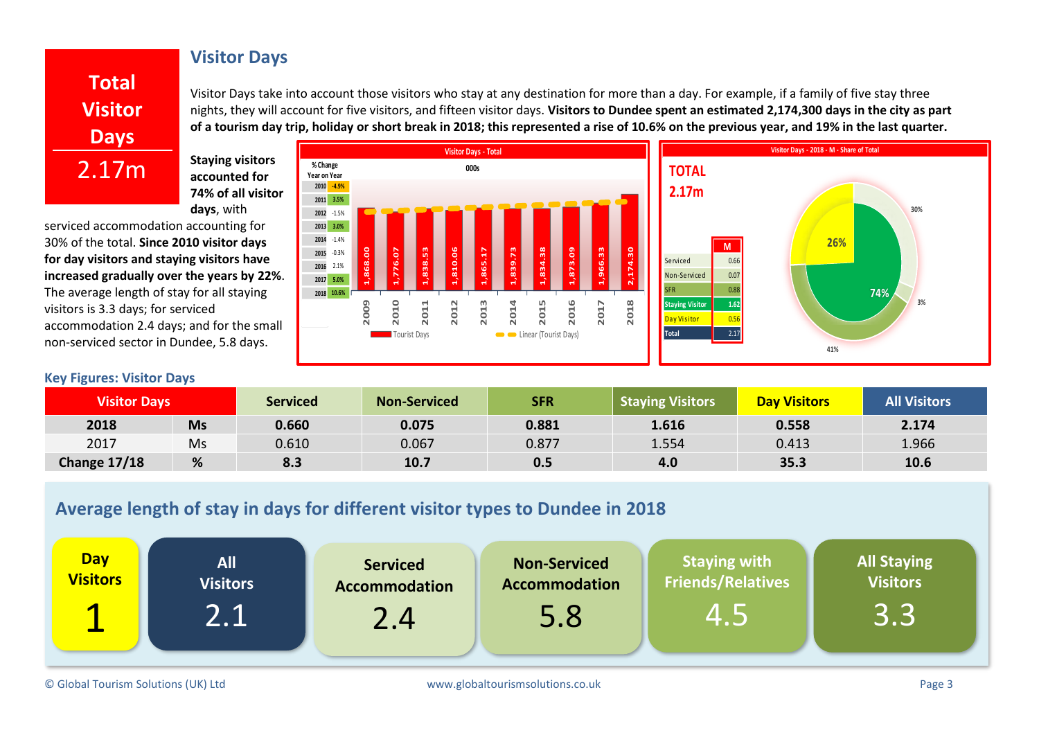## Visitor Days

**Total Visitor Days**

**2.17m**

Visitor Days take into account those visitors who stay at any destination for more than a day. For example, if a family of five stay three nights, they will account for five visitors, and fifteen visitor days. **Visitors to Dundee spent an estimated 2,174,300 days in the city as part of a tourism day trip, holiday or short break in 2018; this represented a rise of 10.6% on the previous year, and 19% in the last quarter.**

**Staying visitors accounted for 74% of all visitor days**, with serviced accommodation accounting for 30% of the total. **Since 2010 visitor days for day visitors and staying visitors have increased gradually over the years by 22%**. The average length of stay for all staying visitors is 3.3 days; for serviced accommodation 2.4 days; and for the small non-serviced sector in Dundee, 5.8 days.

**Visitor Days - Total** (000s)

| Year | % Change Year on Year | Tourist Days |
|---|---|---|
| 2009 | | 1,868.00 |
| 2010 | -4.9% | 1,776.07 |
| 2011 | 3.5% | 1,838.53 |
| 2012 | -1.5% | 1,810.06 |
| 2013 | 3.0% | 1,865.17 |
| 2014 | -1.4% | 1,839.73 |
| 2015 | -0.3% | 1,834.38 |
| 2016 | 2.1% | 1,873.09 |
| 2017 | 5.0% | 1,966.33 |
| 2018 | 10.6% | 2,174.30 |

**Visitor Days - 2018 - M - Share of Total**

TOTAL 2.17m

| | M |
|---|---|
| Serviced | 0.66 |
| Non-Serviced | 0.07 |
| SFR | 0.88 |
| Staying Visitor | 1.62 |
| Day Visitor | 0.56 |
| Total | 2.17 |

Shares: Staying Visitors 74%, Day Visitors 26%; Serviced 30%, Non-Serviced 3%, SFR 41%

### Key Figures: Visitor Days

| Visitor Days | | Serviced | Non-Serviced | SFR | Staying Visitors | Day Visitors | All Visitors |
|---|---|---|---|---|---|---|---|
| **2018** | **Ms** | **0.660** | **0.075** | **0.881** | **1.616** | **0.558** | **2.174** |
| 2017 | Ms | 0.610 | 0.067 | 0.877 | 1.554 | 0.413 | 1.966 |
| **Change 17/18** | **%** | **8.3** | **10.7** | **0.5** | **4.0** | **35.3** | **10.6** |

### Average length of stay in days for different visitor types to Dundee in 2018

| Day Visitors | All Visitors | Serviced Accommodation | Non-Serviced Accommodation | Staying with Friends/Relatives | All Staying Visitors |
|---|---|---|---|---|---|
| 1 | 2.1 | 2.4 | 5.8 | 4.5 | 3.3 |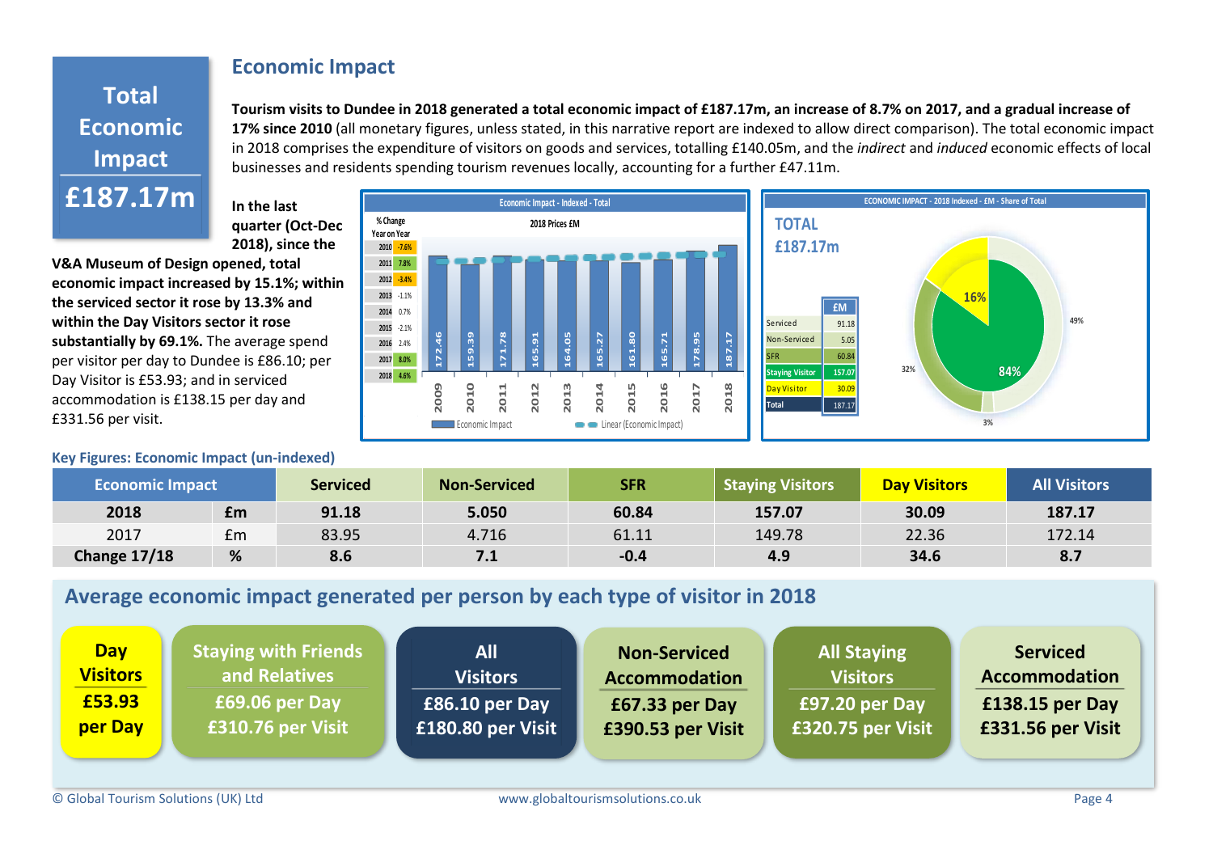## Total Economic Impact

**£187.17m**

## Economic Impact

**Tourism visits to Dundee in 2018 generated a total economic impact of £187.17m, an increase of 8.7% on 2017, and a gradual increase of 17% since 2010** (all monetary figures, unless stated, in this narrative report are indexed to allow direct comparison). The total economic impact in 2018 comprises the expenditure of visitors on goods and services, totalling £140.05m, and the *indirect* and *induced* economic effects of local businesses and residents spending tourism revenues locally, accounting for a further £47.11m.

**In the last quarter (Oct-Dec 2018), since the V&A Museum of Design opened, total economic impact increased by 15.1%; within the serviced sector it rose by 13.3% and within the Day Visitors sector it rose substantially by 69.1%.** The average spend per visitor per day to Dundee is £86.10; per Day Visitor is £53.93; and in serviced accommodation is £138.15 per day and £331.56 per visit.

**Economic Impact - Indexed - Total** (2018 Prices £M)

| Year | % Change Year on Year | Economic Impact (£M) |
|---|---|---|
| 2009 | | 172.46 |
| 2010 | -7.6% | 159.39 |
| 2011 | 7.8% | 171.78 |
| 2012 | -3.4% | 165.91 |
| 2013 | -1.1% | 164.05 |
| 2014 | 0.7% | 165.27 |
| 2015 | -2.1% | 161.80 |
| 2016 | 2.4% | 165.71 |
| 2017 | 8.0% | 178.95 |
| 2018 | 4.6% | 187.17 |

**ECONOMIC IMPACT - 2018 Indexed - £M - Share of Total**

TOTAL £187.17m

| | £M |
|---|---|
| Serviced | 91.18 |
| Non-Serviced | 5.05 |
| SFR | 60.84 |
| Staying Visitor | 157.07 |
| Day Visitor | 30.09 |
| Total | 187.17 |

Shares: Staying Visitor 84%, Day Visitor 16%; Serviced 49%, SFR 32%, Non-Serviced 3%.

### Key Figures: Economic Impact (un-indexed)

| Economic Impact | | Serviced | Non-Serviced | SFR | Staying Visitors | Day Visitors | All Visitors |
|---|---|---|---|---|---|---|---|
| **2018** | **£m** | **91.18** | **5.050** | **60.84** | **157.07** | **30.09** | **187.17** |
| 2017 | £m | 83.95 | 4.716 | 61.11 | 149.78 | 22.36 | 172.14 |
| **Change 17/18** | **%** | **8.6** | **7.1** | **-0.4** | **4.9** | **34.6** | **8.7** |

### Average economic impact generated per person by each type of visitor in 2018

- **Day Visitors**: £53.93 per Day
- **Staying with Friends and Relatives**: £69.06 per Day, £310.76 per Visit
- **All Visitors**: £86.10 per Day, £180.80 per Visit
- **Non-Serviced Accommodation**: £67.33 per Day, £390.53 per Visit
- **All Staying Visitors**: £97.20 per Day, £320.75 per Visit
- **Serviced Accommodation**: £138.15 per Day, £331.56 per Visit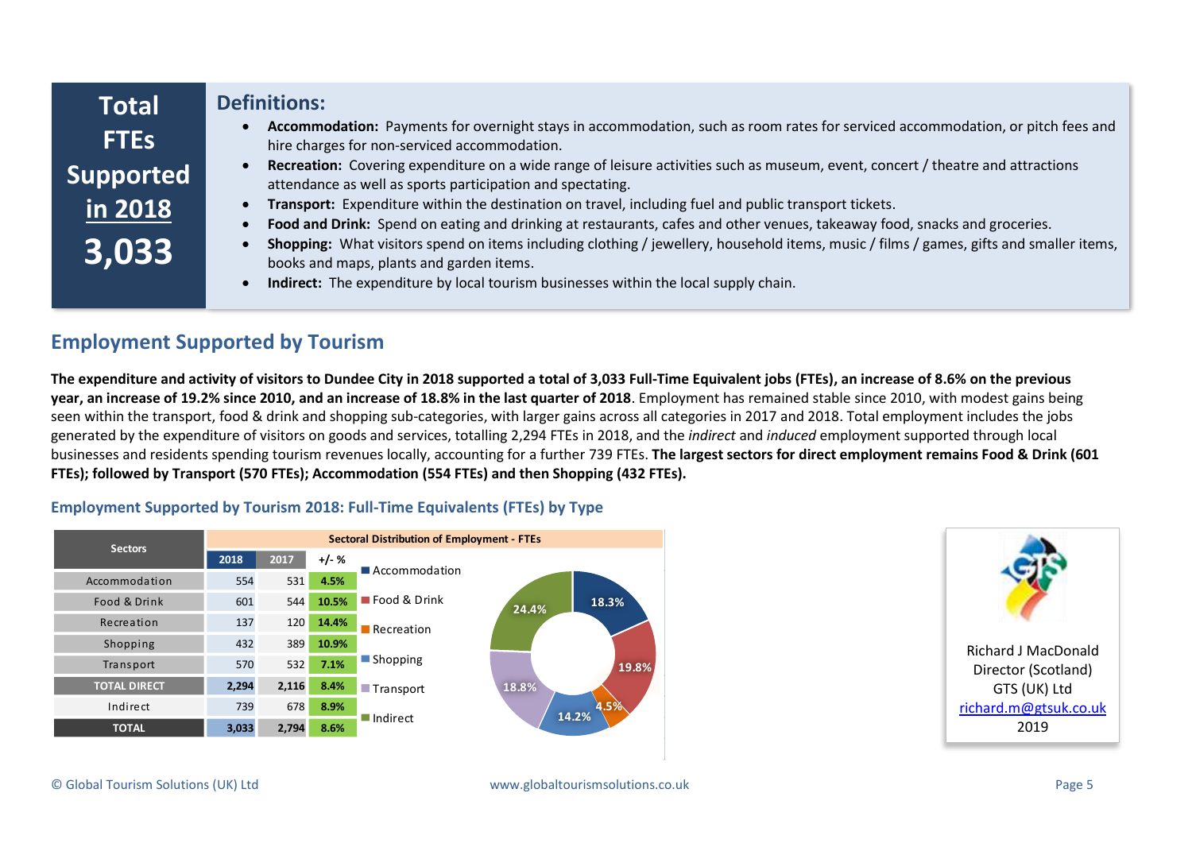**Total FTEs Supported in 2018**

**3,033**

## Definitions:

- **Accommodation:** Payments for overnight stays in accommodation, such as room rates for serviced accommodation, or pitch fees and hire charges for non-serviced accommodation.
- **Recreation:** Covering expenditure on a wide range of leisure activities such as museum, event, concert / theatre and attractions attendance as well as sports participation and spectating.
- **Transport:** Expenditure within the destination on travel, including fuel and public transport tickets.
- **Food and Drink:** Spend on eating and drinking at restaurants, cafes and other venues, takeaway food, snacks and groceries.
- **Shopping:** What visitors spend on items including clothing / jewellery, household items, music / films / games, gifts and smaller items, books and maps, plants and garden items.
- **Indirect:** The expenditure by local tourism businesses within the local supply chain.

## Employment Supported by Tourism

**The expenditure and activity of visitors to Dundee City in 2018 supported a total of 3,033 Full-Time Equivalent jobs (FTEs), an increase of 8.6% on the previous year, an increase of 19.2% since 2010, and an increase of 18.8% in the last quarter of 2018**. Employment has remained stable since 2010, with modest gains being seen within the transport, food & drink and shopping sub-categories, with larger gains across all categories in 2017 and 2018. Total employment includes the jobs generated by the expenditure of visitors on goods and services, totalling 2,294 FTEs in 2018, and the *indirect* and *induced* employment supported through local businesses and residents spending tourism revenues locally, accounting for a further 739 FTEs. **The largest sectors for direct employment remains Food & Drink (601 FTEs); followed by Transport (570 FTEs); Accommodation (554 FTEs) and then Shopping (432 FTEs).**

### Employment Supported by Tourism 2018: Full-Time Equivalents (FTEs) by Type

Sectoral Distribution of Employment - FTEs

| Sectors | 2018 | 2017 | +/- % |
|---|---|---|---|
| Accommodation | 554 | 531 | 4.5% |
| Food & Drink | 601 | 544 | 10.5% |
| Recreation | 137 | 120 | 14.4% |
| Shopping | 432 | 389 | 10.9% |
| Transport | 570 | 532 | 7.1% |
| **TOTAL DIRECT** | **2,294** | **2,116** | **8.4%** |
| Indirect | 739 | 678 | 8.9% |
| **TOTAL** | **3,033** | **2,794** | **8.6%** |

Accommodation
Food & Drink
Recreation
Shopping
Transport
Indirect

18.3%
19.8%
4.5%
14.2%
18.8%
24.4%

Richard J MacDonald
Director (Scotland)
GTS (UK) Ltd
richard.m@gtsuk.co.uk
2019